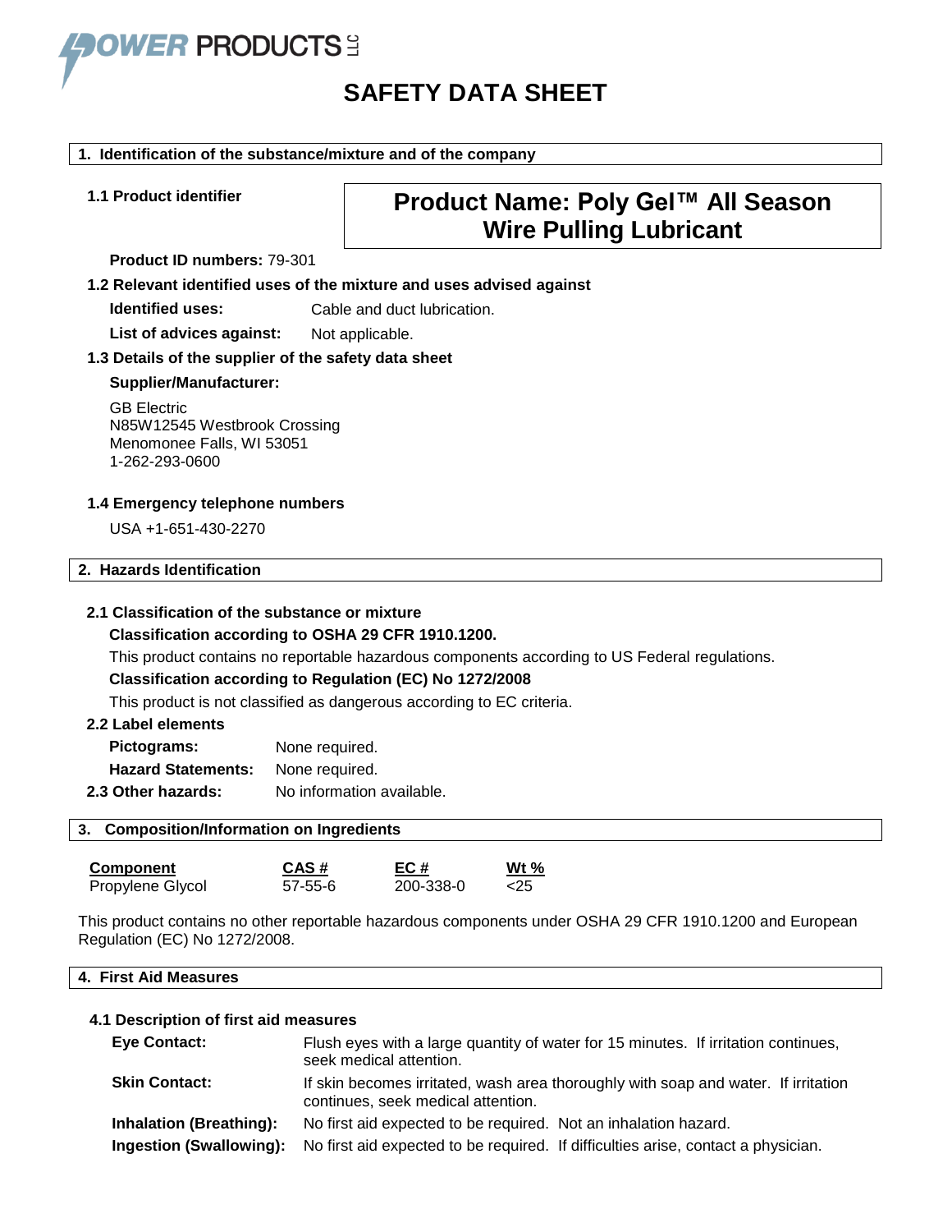POWER PRODUCTS LLC

# SAFETY DATA SHEET

## 1. Identification of the substance/mixture and of the company

### 1.1 Product identifier

**Product Name: Poly Gel™ All Season Wire Pulling Lubricant**

**Product ID numbers:** 79-301

### 1.2 Relevant identified uses of the mixture and uses advised against

**Identified uses:** Cable and duct lubrication.

**List of advices against:** Not applicable.

### 1.3 Details of the supplier of the safety data sheet

**Supplier/Manufacturer:**

GB Electric
N85W12545 Westbrook Crossing
Menomonee Falls, WI 53051
1-262-293-0600

### 1.4 Emergency telephone numbers

USA +1-651-430-2270

## 2. Hazards Identification

### 2.1 Classification of the substance or mixture

**Classification according to OSHA 29 CFR 1910.1200.**

This product contains no reportable hazardous components according to US Federal regulations.

**Classification according to Regulation (EC) No 1272/2008**

This product is not classified as dangerous according to EC criteria.

### 2.2 Label elements

**Pictograms:** None required.

**Hazard Statements:** None required.

### 2.3 Other hazards:

No information available.

## 3. Composition/Information on Ingredients

| Component | CAS # | EC # | Wt % |
| --- | --- | --- | --- |
| Propylene Glycol | 57-55-6 | 200-338-0 | <25 |

This product contains no other reportable hazardous components under OSHA 29 CFR 1910.1200 and European Regulation (EC) No 1272/2008.

## 4. First Aid Measures

### 4.1 Description of first aid measures

**Eye Contact:** Flush eyes with a large quantity of water for 15 minutes. If irritation continues, seek medical attention.

**Skin Contact:** If skin becomes irritated, wash area thoroughly with soap and water. If irritation continues, seek medical attention.

**Inhalation (Breathing):** No first aid expected to be required. Not an inhalation hazard.

**Ingestion (Swallowing):** No first aid expected to be required. If difficulties arise, contact a physician.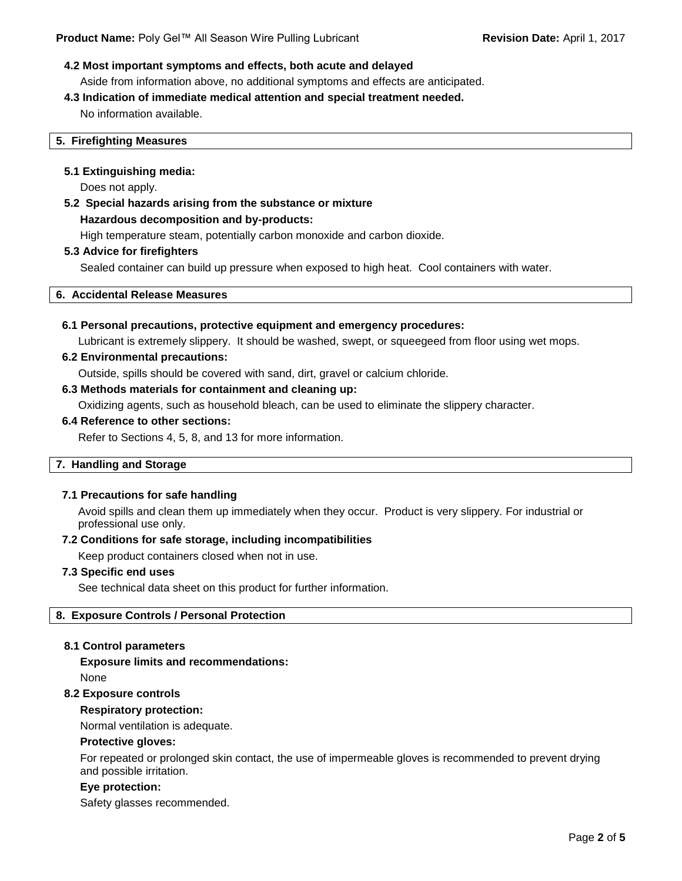**4.2 Most important symptoms and effects, both acute and delayed**

Aside from information above, no additional symptoms and effects are anticipated.

**4.3 Indication of immediate medical attention and special treatment needed.**

No information available.

## 5. Firefighting Measures

**5.1 Extinguishing media:**

Does not apply.

**5.2 Special hazards arising from the substance or mixture**

**Hazardous decomposition and by-products:**

High temperature steam, potentially carbon monoxide and carbon dioxide.

**5.3 Advice for firefighters**

Sealed container can build up pressure when exposed to high heat. Cool containers with water.

## 6. Accidental Release Measures

**6.1 Personal precautions, protective equipment and emergency procedures:**

Lubricant is extremely slippery. It should be washed, swept, or squeegeed from floor using wet mops.

**6.2 Environmental precautions:**

Outside, spills should be covered with sand, dirt, gravel or calcium chloride.

**6.3 Methods materials for containment and cleaning up:**

Oxidizing agents, such as household bleach, can be used to eliminate the slippery character.

**6.4 Reference to other sections:**

Refer to Sections 4, 5, 8, and 13 for more information.

## 7. Handling and Storage

**7.1 Precautions for safe handling**

Avoid spills and clean them up immediately when they occur. Product is very slippery. For industrial or professional use only.

**7.2 Conditions for safe storage, including incompatibilities**

Keep product containers closed when not in use.

**7.3 Specific end uses**

See technical data sheet on this product for further information.

## 8. Exposure Controls / Personal Protection

**8.1 Control parameters**

**Exposure limits and recommendations:**

None

**8.2 Exposure controls**

**Respiratory protection:**

Normal ventilation is adequate.

**Protective gloves:**

For repeated or prolonged skin contact, the use of impermeable gloves is recommended to prevent drying and possible irritation.

**Eye protection:**

Safety glasses recommended.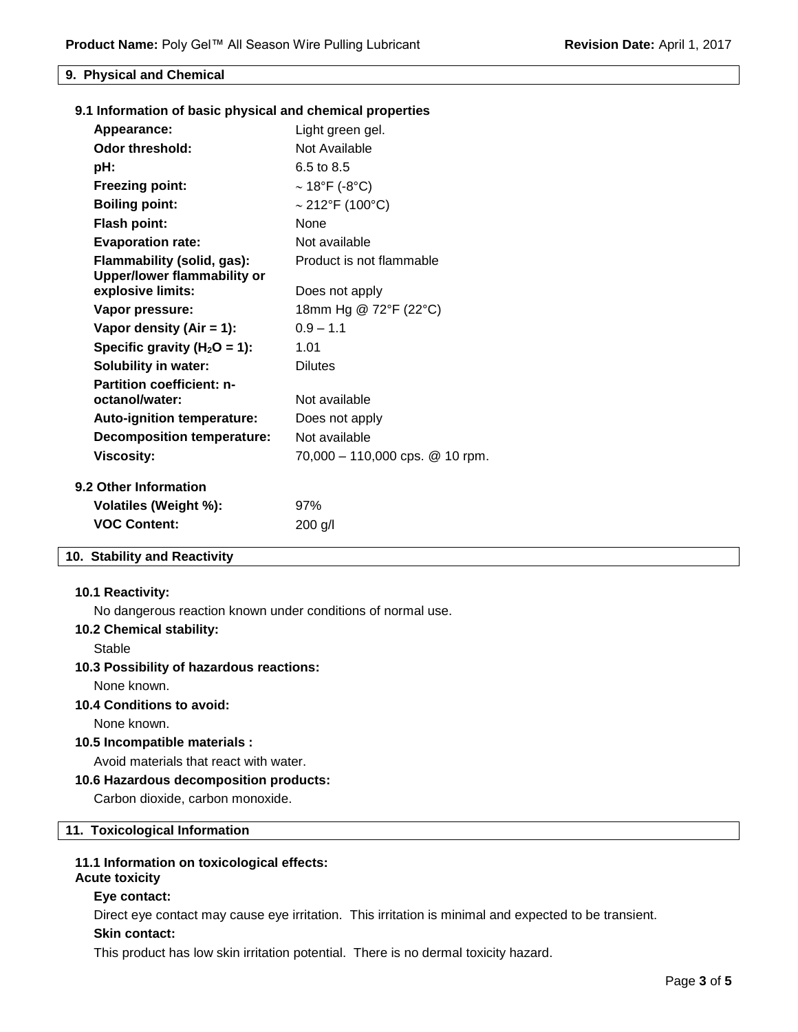## 9. Physical and Chemical

### 9.1 Information of basic physical and chemical properties

| | |
|---|---|
| **Appearance:** | Light green gel. |
| **Odor threshold:** | Not Available |
| **pH:** | 6.5 to 8.5 |
| **Freezing point:** | ~ 18°F (-8°C) |
| **Boiling point:** | ~ 212°F (100°C) |
| **Flash point:** | None |
| **Evaporation rate:** | Not available |
| **Flammability (solid, gas):** | Product is not flammable |
| **Upper/lower flammability or explosive limits:** | Does not apply |
| **Vapor pressure:** | 18mm Hg @ 72°F (22°C) |
| **Vapor density (Air = 1):** | 0.9 – 1.1 |
| **Specific gravity ($H_2O$ = 1):** | 1.01 |
| **Solubility in water:** | Dilutes |
| **Partition coefficient: n-octanol/water:** | Not available |
| **Auto-ignition temperature:** | Does not apply |
| **Decomposition temperature:** | Not available |
| **Viscosity:** | 70,000 – 110,000 cps. @ 10 rpm. |

### 9.2 Other Information

| | |
|---|---|
| **Volatiles (Weight %):** | 97% |
| **VOC Content:** | 200 g/l |

## 10. Stability and Reactivity

**10.1 Reactivity:**

No dangerous reaction known under conditions of normal use.

**10.2 Chemical stability:**

Stable

**10.3 Possibility of hazardous reactions:**

None known.

**10.4 Conditions to avoid:**

None known.

**10.5 Incompatible materials :**

Avoid materials that react with water.

**10.6 Hazardous decomposition products:**

Carbon dioxide, carbon monoxide.

## 11. Toxicological Information

**11.1 Information on toxicological effects:**

**Acute toxicity**

**Eye contact:**

Direct eye contact may cause eye irritation. This irritation is minimal and expected to be transient.

**Skin contact:**

This product has low skin irritation potential. There is no dermal toxicity hazard.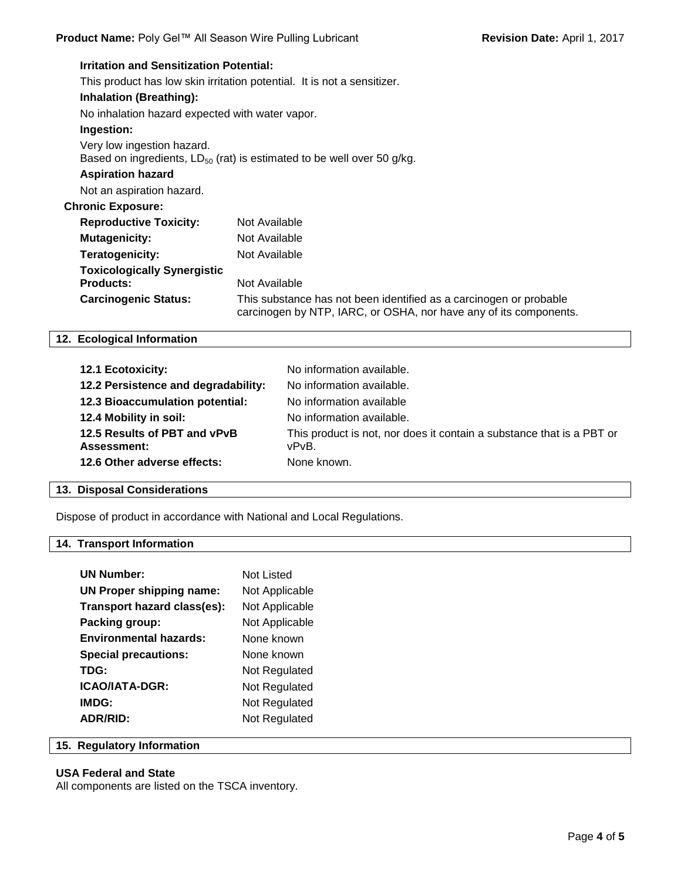**Irritation and Sensitization Potential:**

This product has low skin irritation potential. It is not a sensitizer.

**Inhalation (Breathing):**

No inhalation hazard expected with water vapor.

**Ingestion:**

Very low ingestion hazard.
Based on ingredients, $LD_{50}$ (rat) is estimated to be well over 50 g/kg.

**Aspiration hazard**

Not an aspiration hazard.

**Chronic Exposure:**

| | |
|---|---|
| **Reproductive Toxicity:** | Not Available |
| **Mutagenicity:** | Not Available |
| **Teratogenicity:** | Not Available |
| **Toxicologically Synergistic Products:** | Not Available |
| **Carcinogenic Status:** | This substance has not been identified as a carcinogen or probable carcinogen by NTP, IARC, or OSHA, nor have any of its components. |

## 12. Ecological Information

| | |
|---|---|
| **12.1 Ecotoxicity:** | No information available. |
| **12.2 Persistence and degradability:** | No information available. |
| **12.3 Bioaccumulation potential:** | No information available |
| **12.4 Mobility in soil:** | No information available. |
| **12.5 Results of PBT and vPvB Assessment:** | This product is not, nor does it contain a substance that is a PBT or vPvB. |
| **12.6 Other adverse effects:** | None known. |

## 13. Disposal Considerations

Dispose of product in accordance with National and Local Regulations.

## 14. Transport Information

| | |
|---|---|
| **UN Number:** | Not Listed |
| **UN Proper shipping name:** | Not Applicable |
| **Transport hazard class(es):** | Not Applicable |
| **Packing group:** | Not Applicable |
| **Environmental hazards:** | None known |
| **Special precautions:** | None known |
| **TDG:** | Not Regulated |
| **ICAO/IATA-DGR:** | Not Regulated |
| **IMDG:** | Not Regulated |
| **ADR/RID:** | Not Regulated |

## 15. Regulatory Information

**USA Federal and State**

All components are listed on the TSCA inventory.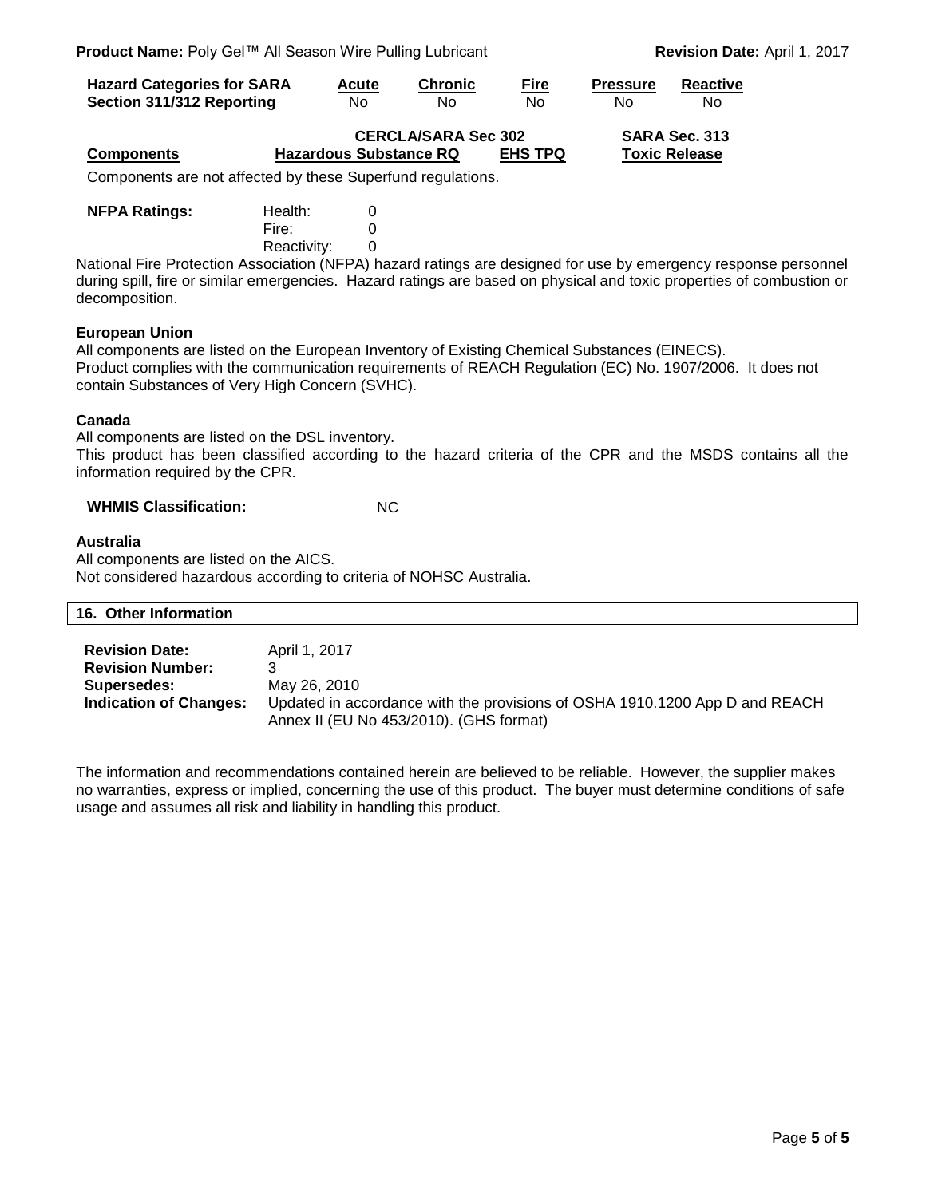| Hazard Categories for SARA Section 311/312 Reporting | Acute | Chronic | Fire | Pressure | Reactive |
|---|---|---|---|---|---|
| | No | No | No | No | No |

| Components | CERCLA/SARA Sec 302 Hazardous Substance RQ | EHS TPQ | SARA Sec. 313 Toxic Release |
|---|---|---|---|

Components are not affected by these Superfund regulations.

| NFPA Ratings: | | |
|---|---|---|
| | Health: | 0 |
| | Fire: | 0 |
| | Reactivity: | 0 |

National Fire Protection Association (NFPA) hazard ratings are designed for use by emergency response personnel during spill, fire or similar emergencies. Hazard ratings are based on physical and toxic properties of combustion or decomposition.

**European Union**

All components are listed on the European Inventory of Existing Chemical Substances (EINECS).
Product complies with the communication requirements of REACH Regulation (EC) No. 1907/2006. It does not contain Substances of Very High Concern (SVHC).

**Canada**

All components are listed on the DSL inventory.
This product has been classified according to the hazard criteria of the CPR and the MSDS contains all the information required by the CPR.

**WHMIS Classification:** NC

**Australia**

All components are listed on the AICS.
Not considered hazardous according to criteria of NOHSC Australia.

## 16. Other Information

| | |
|---|---|
| **Revision Date:** | April 1, 2017 |
| **Revision Number:** | 3 |
| **Supersedes:** | May 26, 2010 |
| **Indication of Changes:** | Updated in accordance with the provisions of OSHA 1910.1200 App D and REACH Annex II (EU No 453/2010). (GHS format) |

The information and recommendations contained herein are believed to be reliable. However, the supplier makes no warranties, express or implied, concerning the use of this product. The buyer must determine conditions of safe usage and assumes all risk and liability in handling this product.